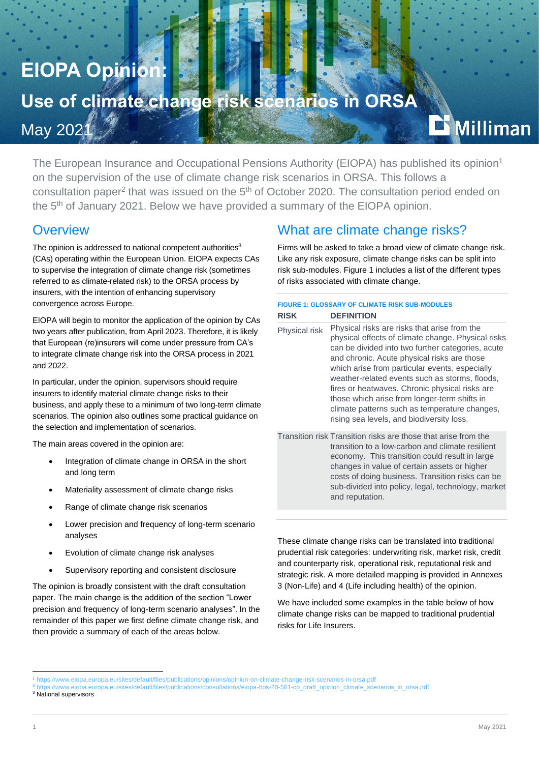# EIOPA Opinion:

## Use of climate change risk scenarios in ORSA

May 2021

Milliman

The European Insurance and Occupational Pensions Authority (EIOPA) has published its opinion[1] on the supervision of the use of climate change risk scenarios in ORSA. This follows a consultation paper[2] that was issued on the 5th of October 2020. The consultation period ended on the 5th of January 2021. Below we have provided a summary of the EIOPA opinion.

## Overview

The opinion is addressed to national competent authorities[3] (CAs) operating within the European Union. EIOPA expects CAs to supervise the integration of climate change risk (sometimes referred to as climate-related risk) to the ORSA process by insurers, with the intention of enhancing supervisory convergence across Europe.

EIOPA will begin to monitor the application of the opinion by CAs two years after publication, from April 2023. Therefore, it is likely that European (re)insurers will come under pressure from CA's to integrate climate change risk into the ORSA process in 2021 and 2022.

In particular, under the opinion, supervisors should require insurers to identify material climate change risks to their business, and apply these to a minimum of two long-term climate scenarios. The opinion also outlines some practical guidance on the selection and implementation of scenarios.

The main areas covered in the opinion are:

- Integration of climate change in ORSA in the short and long term
- Materiality assessment of climate change risks
- Range of climate change risk scenarios
- Lower precision and frequency of long-term scenario analyses
- Evolution of climate change risk analyses
- Supervisory reporting and consistent disclosure

The opinion is broadly consistent with the draft consultation paper. The main change is the addition of the section "Lower precision and frequency of long-term scenario analyses". In the remainder of this paper we first define climate change risk, and then provide a summary of each of the areas below.

## What are climate change risks?

Firms will be asked to take a broad view of climate change risk. Like any risk exposure, climate change risks can be split into risk sub-modules. Figure 1 includes a list of the different types of risks associated with climate change.

**FIGURE 1: GLOSSARY OF CLIMATE RISK SUB-MODULES**

| RISK | DEFINITION |
|---|---|
| Physical risk | Physical risks are risks that arise from the physical effects of climate change. Physical risks can be divided into two further categories, acute and chronic. Acute physical risks are those which arise from particular events, especially weather-related events such as storms, floods, fires or heatwaves. Chronic physical risks are those which arise from longer-term shifts in climate patterns such as temperature changes, rising sea levels, and biodiversity loss. |
| Transition risk | Transition risks are those that arise from the transition to a low-carbon and climate resilient economy. This transition could result in large changes in value of certain assets or higher costs of doing business. Transition risks can be sub-divided into policy, legal, technology, market and reputation. |

These climate change risks can be translated into traditional prudential risk categories: underwriting risk, market risk, credit and counterparty risk, operational risk, reputational risk and strategic risk. A more detailed mapping is provided in Annexes 3 (Non-Life) and 4 (Life including health) of the opinion.

We have included some examples in the table below of how climate change risks can be mapped to traditional prudential risks for Life Insurers.

---

[1] https://www.eiopa.europa.eu/sites/default/files/publications/opinions/opinion-on-climate-change-risk-scenarios-in-orsa.pdf

[2] https://www.eiopa.europa.eu/sites/default/files/publications/consultations/eiopa-bos-20-561-cp_draft_opinion_climate_scenarios_in_orsa.pdf

[3] National supervisors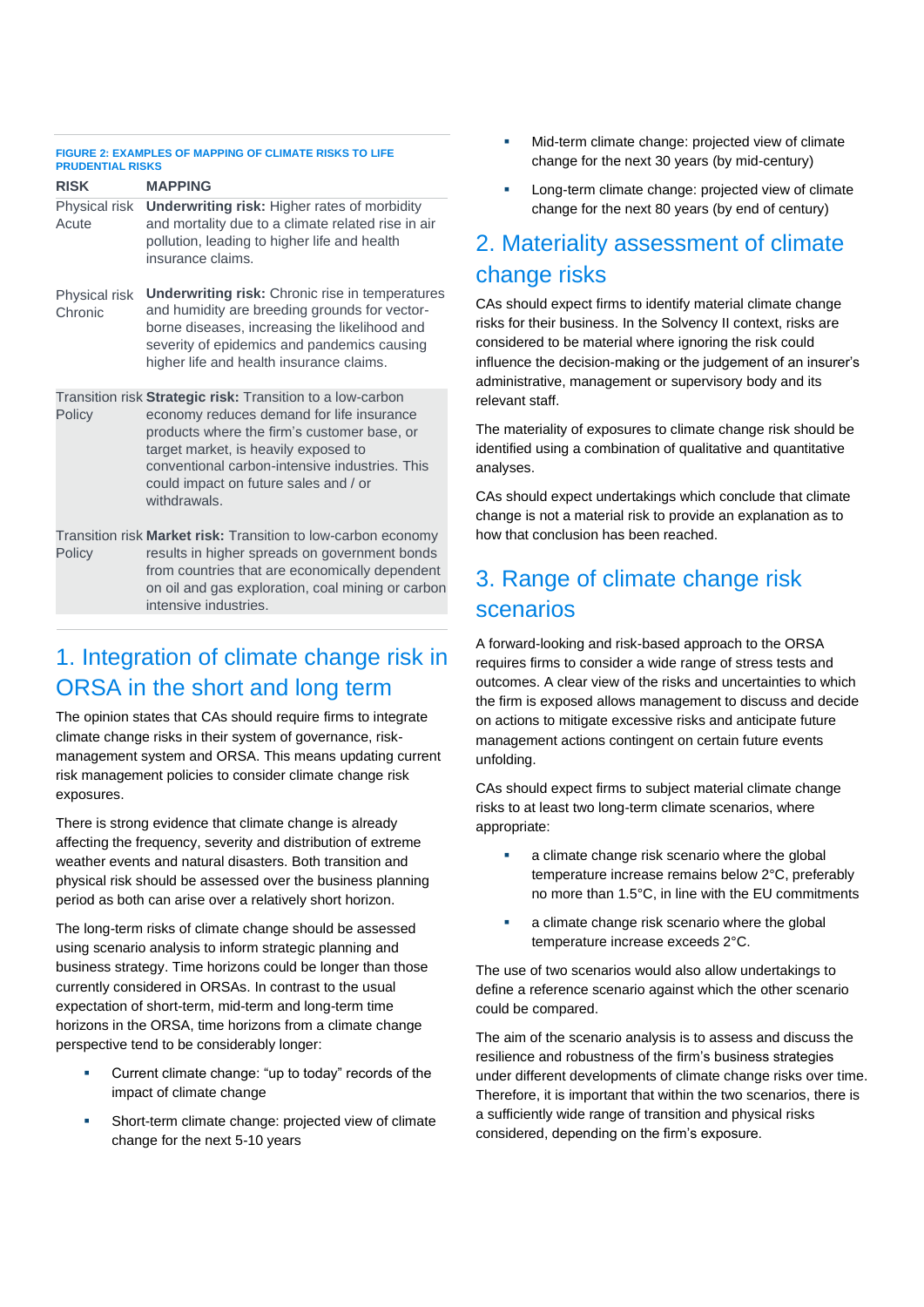**FIGURE 2: EXAMPLES OF MAPPING OF CLIMATE RISKS TO LIFE PRUDENTIAL RISKS**

| RISK | MAPPING |
|---|---|
| Physical risk Acute | **Underwriting risk:** Higher rates of morbidity and mortality due to a climate related rise in air pollution, leading to higher life and health insurance claims. |
| Physical risk Chronic | **Underwriting risk:** Chronic rise in temperatures and humidity are breeding grounds for vector-borne diseases, increasing the likelihood and severity of epidemics and pandemics causing higher life and health insurance claims. |
| Transition risk Policy | **Strategic risk:** Transition to a low-carbon economy reduces demand for life insurance products where the firm's customer base, or target market, is heavily exposed to conventional carbon-intensive industries. This could impact on future sales and / or withdrawals. |
| Transition risk Policy | **Market risk:** Transition to low-carbon economy results in higher spreads on government bonds from countries that are economically dependent on oil and gas exploration, coal mining or carbon intensive industries. |

## 1. Integration of climate change risk in ORSA in the short and long term

The opinion states that CAs should require firms to integrate climate change risks in their system of governance, risk-management system and ORSA. This means updating current risk management policies to consider climate change risk exposures.

There is strong evidence that climate change is already affecting the frequency, severity and distribution of extreme weather events and natural disasters. Both transition and physical risk should be assessed over the business planning period as both can arise over a relatively short horizon.

The long-term risks of climate change should be assessed using scenario analysis to inform strategic planning and business strategy. Time horizons could be longer than those currently considered in ORSAs. In contrast to the usual expectation of short-term, mid-term and long-term time horizons in the ORSA, time horizons from a climate change perspective tend to be considerably longer:

- Current climate change: "up to today" records of the impact of climate change
- Short-term climate change: projected view of climate change for the next 5-10 years
- Mid-term climate change: projected view of climate change for the next 30 years (by mid-century)
- Long-term climate change: projected view of climate change for the next 80 years (by end of century)

## 2. Materiality assessment of climate change risks

CAs should expect firms to identify material climate change risks for their business. In the Solvency II context, risks are considered to be material where ignoring the risk could influence the decision-making or the judgement of an insurer's administrative, management or supervisory body and its relevant staff.

The materiality of exposures to climate change risk should be identified using a combination of qualitative and quantitative analyses.

CAs should expect undertakings which conclude that climate change is not a material risk to provide an explanation as to how that conclusion has been reached.

## 3. Range of climate change risk scenarios

A forward-looking and risk-based approach to the ORSA requires firms to consider a wide range of stress tests and outcomes. A clear view of the risks and uncertainties to which the firm is exposed allows management to discuss and decide on actions to mitigate excessive risks and anticipate future management actions contingent on certain future events unfolding.

CAs should expect firms to subject material climate change risks to at least two long-term climate scenarios, where appropriate:

- a climate change risk scenario where the global temperature increase remains below 2°C, preferably no more than 1.5°C, in line with the EU commitments
- a climate change risk scenario where the global temperature increase exceeds 2°C.

The use of two scenarios would also allow undertakings to define a reference scenario against which the other scenario could be compared.

The aim of the scenario analysis is to assess and discuss the resilience and robustness of the firm's business strategies under different developments of climate change risks over time. Therefore, it is important that within the two scenarios, there is a sufficiently wide range of transition and physical risks considered, depending on the firm's exposure.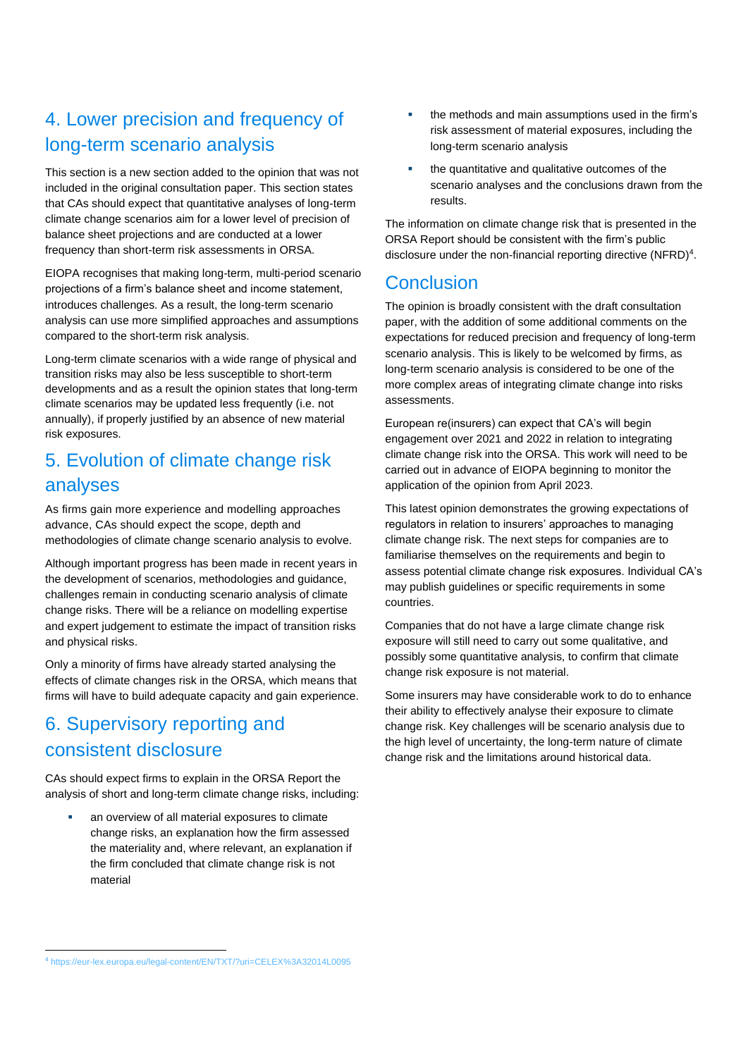## 4. Lower precision and frequency of long-term scenario analysis

This section is a new section added to the opinion that was not included in the original consultation paper. This section states that CAs should expect that quantitative analyses of long-term climate change scenarios aim for a lower level of precision of balance sheet projections and are conducted at a lower frequency than short-term risk assessments in ORSA.

EIOPA recognises that making long-term, multi-period scenario projections of a firm's balance sheet and income statement, introduces challenges. As a result, the long-term scenario analysis can use more simplified approaches and assumptions compared to the short-term risk analysis.

Long-term climate scenarios with a wide range of physical and transition risks may also be less susceptible to short-term developments and as a result the opinion states that long-term climate scenarios may be updated less frequently (i.e. not annually), if properly justified by an absence of new material risk exposures.

## 5. Evolution of climate change risk analyses

As firms gain more experience and modelling approaches advance, CAs should expect the scope, depth and methodologies of climate change scenario analysis to evolve.

Although important progress has been made in recent years in the development of scenarios, methodologies and guidance, challenges remain in conducting scenario analysis of climate change risks. There will be a reliance on modelling expertise and expert judgement to estimate the impact of transition risks and physical risks.

Only a minority of firms have already started analysing the effects of climate changes risk in the ORSA, which means that firms will have to build adequate capacity and gain experience.

## 6. Supervisory reporting and consistent disclosure

CAs should expect firms to explain in the ORSA Report the analysis of short and long-term climate change risks, including:

- an overview of all material exposures to climate change risks, an explanation how the firm assessed the materiality and, where relevant, an explanation if the firm concluded that climate change risk is not material
- the methods and main assumptions used in the firm's risk assessment of material exposures, including the long-term scenario analysis
- the quantitative and qualitative outcomes of the scenario analyses and the conclusions drawn from the results.

The information on climate change risk that is presented in the ORSA Report should be consistent with the firm's public disclosure under the non-financial reporting directive (NFRD)[4].

## Conclusion

The opinion is broadly consistent with the draft consultation paper, with the addition of some additional comments on the expectations for reduced precision and frequency of long-term scenario analysis. This is likely to be welcomed by firms, as long-term scenario analysis is considered to be one of the more complex areas of integrating climate change into risks assessments.

European re(insurers) can expect that CA's will begin engagement over 2021 and 2022 in relation to integrating climate change risk into the ORSA. This work will need to be carried out in advance of EIOPA beginning to monitor the application of the opinion from April 2023.

This latest opinion demonstrates the growing expectations of regulators in relation to insurers' approaches to managing climate change risk. The next steps for companies are to familiarise themselves on the requirements and begin to assess potential climate change risk exposures. Individual CA's may publish guidelines or specific requirements in some countries.

Companies that do not have a large climate change risk exposure will still need to carry out some qualitative, and possibly some quantitative analysis, to confirm that climate change risk exposure is not material.

Some insurers may have considerable work to do to enhance their ability to effectively analyse their exposure to climate change risk. Key challenges will be scenario analysis due to the high level of uncertainty, the long-term nature of climate change risk and the limitations around historical data.

---

[4] https://eur-lex.europa.eu/legal-content/EN/TXT/?uri=CELEX%3A32014L0095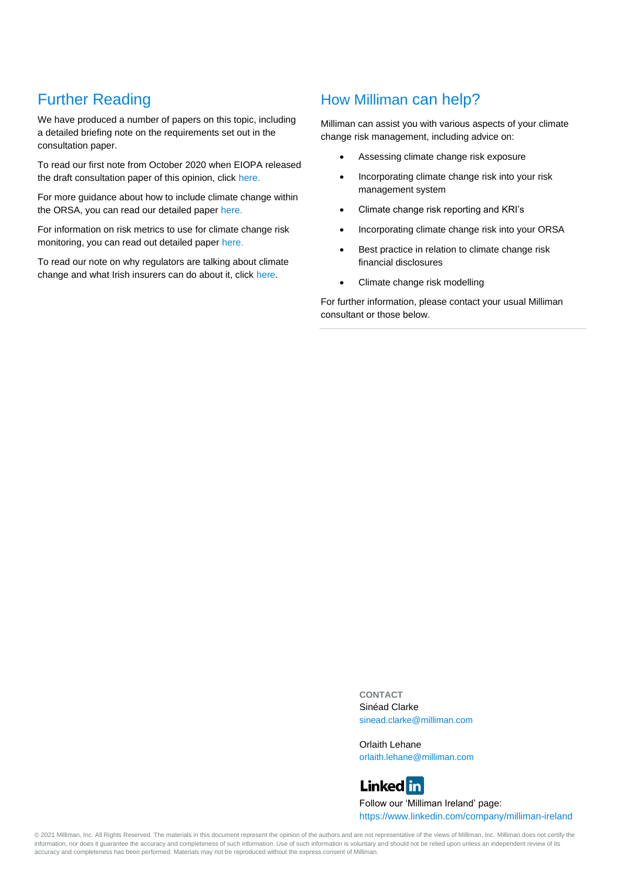## Further Reading

We have produced a number of papers on this topic, including a detailed briefing note on the requirements set out in the consultation paper.

To read our first note from October 2020 when EIOPA released the draft consultation paper of this opinion, click here.

For more guidance about how to include climate change within the ORSA, you can read our detailed paper here.

For information on risk metrics to use for climate change risk monitoring, you can read out detailed paper here.

To read our note on why regulators are talking about climate change and what Irish insurers can do about it, click here.

## How Milliman can help?

Milliman can assist you with various aspects of your climate change risk management, including advice on:

- Assessing climate change risk exposure
- Incorporating climate change risk into your risk management system
- Climate change risk reporting and KRI's
- Incorporating climate change risk into your ORSA
- Best practice in relation to climate change risk financial disclosures
- Climate change risk modelling

For further information, please contact your usual Milliman consultant or those below.

**CONTACT**

Sinéad Clarke
sinead.clarke@milliman.com

Orlaith Lehane
orlaith.lehane@milliman.com

LinkedIn

Follow our 'Milliman Ireland' page:
https://www.linkedin.com/company/milliman-ireland

© 2021 Milliman, Inc. All Rights Reserved. The materials in this document represent the opinion of the authors and are not representative of the views of Milliman, Inc. Milliman does not certify the information, nor does it guarantee the accuracy and completeness of such information. Use of such information is voluntary and should not be relied upon unless an independent review of its accuracy and completeness has been performed. Materials may not be reproduced without the express consent of Milliman.